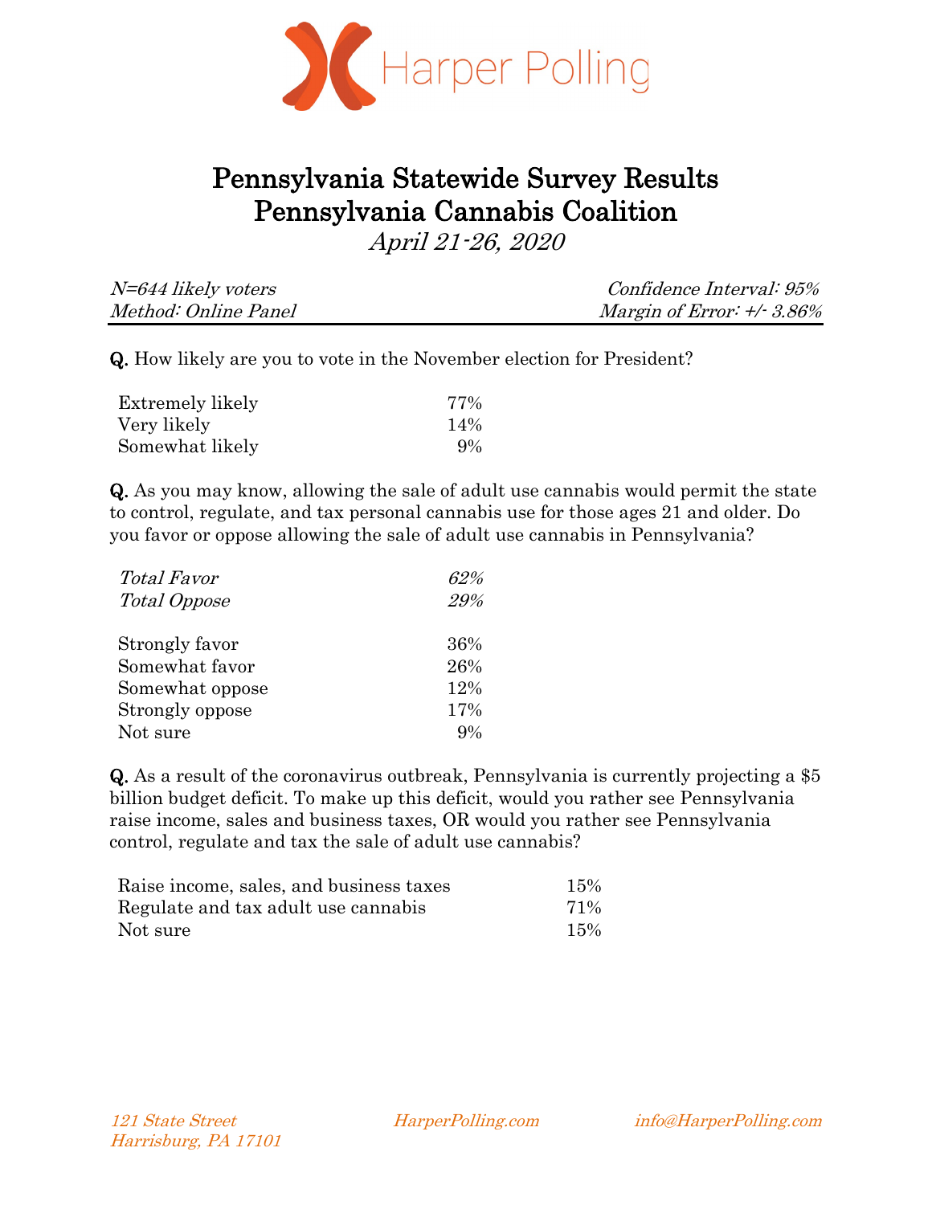Harper Polling

# Pennsylvania Statewide Survey Results
# Pennsylvania Cannabis Coalition

*April 21-26, 2020*

| *N=644 likely voters* | *Confidence Interval: 95%* |
|---|---|
| *Method: Online Panel* | *Margin of Error: +/- 3.86%* |

**Q.** How likely are you to vote in the November election for President?

| | |
|---|---|
| Extremely likely | 77% |
| Very likely | 14% |
| Somewhat likely | 9% |

**Q.** As you may know, allowing the sale of adult use cannabis would permit the state to control, regulate, and tax personal cannabis use for those ages 21 and older. Do you favor or oppose allowing the sale of adult use cannabis in Pennsylvania?

| | |
|---|---|
| *Total Favor* | *62%* |
| *Total Oppose* | *29%* |
| Strongly favor | 36% |
| Somewhat favor | 26% |
| Somewhat oppose | 12% |
| Strongly oppose | 17% |
| Not sure | 9% |

**Q.** As a result of the coronavirus outbreak, Pennsylvania is currently projecting a $5 billion budget deficit. To make up this deficit, would you rather see Pennsylvania raise income, sales and business taxes, OR would you rather see Pennsylvania control, regulate and tax the sale of adult use cannabis?

| | |
|---|---|
| Raise income, sales, and business taxes | 15% |
| Regulate and tax adult use cannabis | 71% |
| Not sure | 15% |

*121 State Street*
*Harrisburg, PA 17101*

*HarperPolling.com*

*info@HarperPolling.com*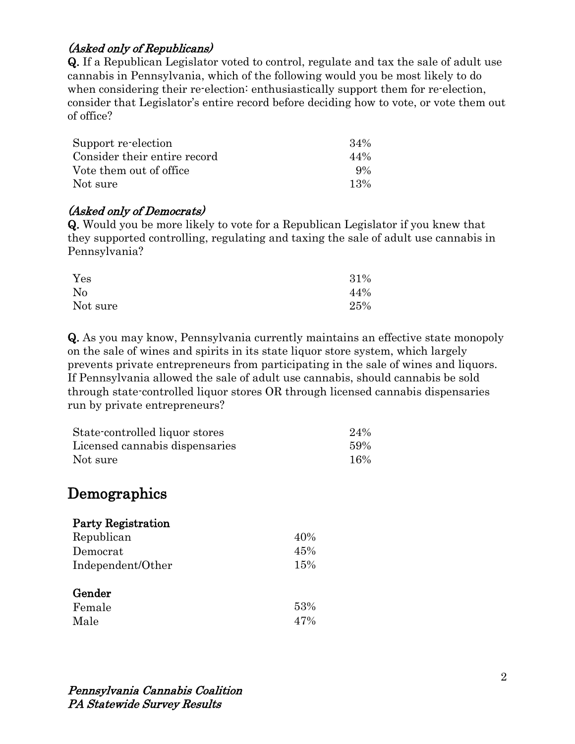*(Asked only of Republicans)*

**Q.** If a Republican Legislator voted to control, regulate and tax the sale of adult use cannabis in Pennsylvania, which of the following would you be most likely to do when considering their re-election: enthusiastically support them for re-election, consider that Legislator's entire record before deciding how to vote, or vote them out of office?

| | |
|---|---|
| Support re-election | 34% |
| Consider their entire record | 44% |
| Vote them out of office | 9% |
| Not sure | 13% |

*(Asked only of Democrats)*

**Q.** Would you be more likely to vote for a Republican Legislator if you knew that they supported controlling, regulating and taxing the sale of adult use cannabis in Pennsylvania?

| | |
|---|---|
| Yes | 31% |
| No | 44% |
| Not sure | 25% |

**Q.** As you may know, Pennsylvania currently maintains an effective state monopoly on the sale of wines and spirits in its state liquor store system, which largely prevents private entrepreneurs from participating in the sale of wines and liquors. If Pennsylvania allowed the sale of adult use cannabis, should cannabis be sold through state-controlled liquor stores OR through licensed cannabis dispensaries run by private entrepreneurs?

| | |
|---|---|
| State-controlled liquor stores | 24% |
| Licensed cannabis dispensaries | 59% |
| Not sure | 16% |

## Demographics

**Party Registration**

| | |
|---|---|
| Republican | 40% |
| Democrat | 45% |
| Independent/Other | 15% |

**Gender**

| | |
|---|---|
| Female | 53% |
| Male | 47% |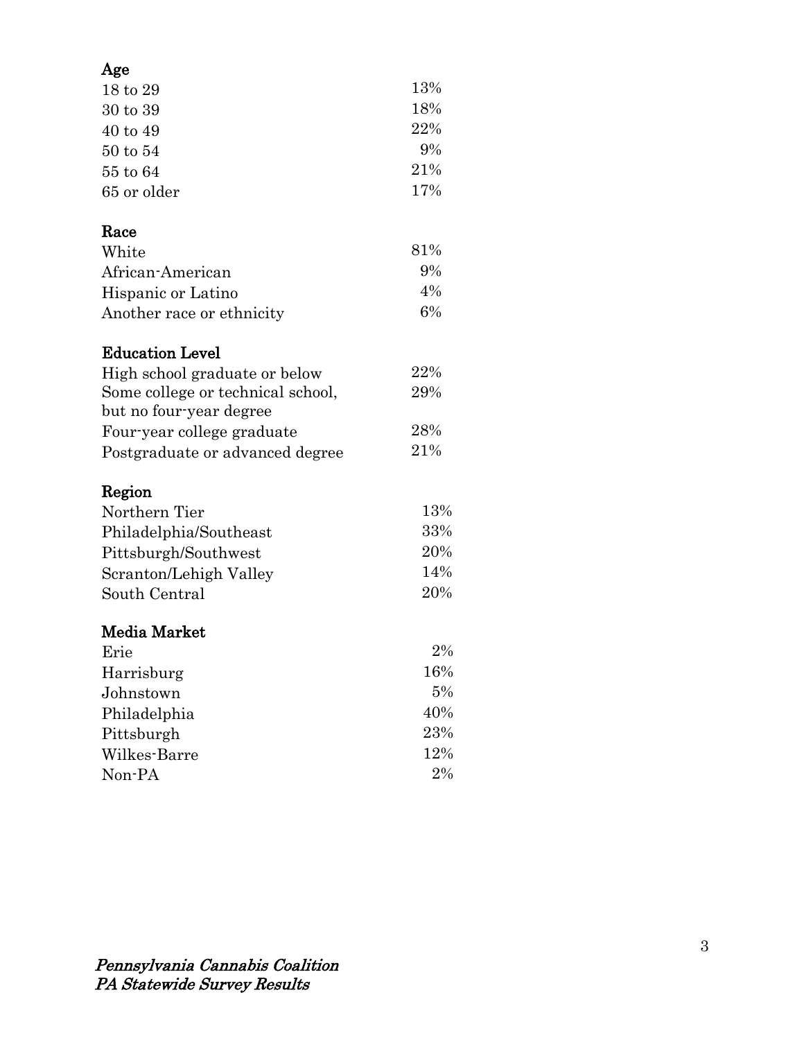**Age**

| | |
|---|---|
| 18 to 29 | 13% |
| 30 to 39 | 18% |
| 40 to 49 | 22% |
| 50 to 54 | 9% |
| 55 to 64 | 21% |
| 65 or older | 17% |

**Race**

| | |
|---|---|
| White | 81% |
| African-American | 9% |
| Hispanic or Latino | 4% |
| Another race or ethnicity | 6% |

**Education Level**

| | |
|---|---|
| High school graduate or below | 22% |
| Some college or technical school, but no four-year degree | 29% |
| Four-year college graduate | 28% |
| Postgraduate or advanced degree | 21% |

**Region**

| | |
|---|---|
| Northern Tier | 13% |
| Philadelphia/Southeast | 33% |
| Pittsburgh/Southwest | 20% |
| Scranton/Lehigh Valley | 14% |
| South Central | 20% |

**Media Market**

| | |
|---|---|
| Erie | 2% |
| Harrisburg | 16% |
| Johnstown | 5% |
| Philadelphia | 40% |
| Pittsburgh | 23% |
| Wilkes-Barre | 12% |
| Non-PA | 2% |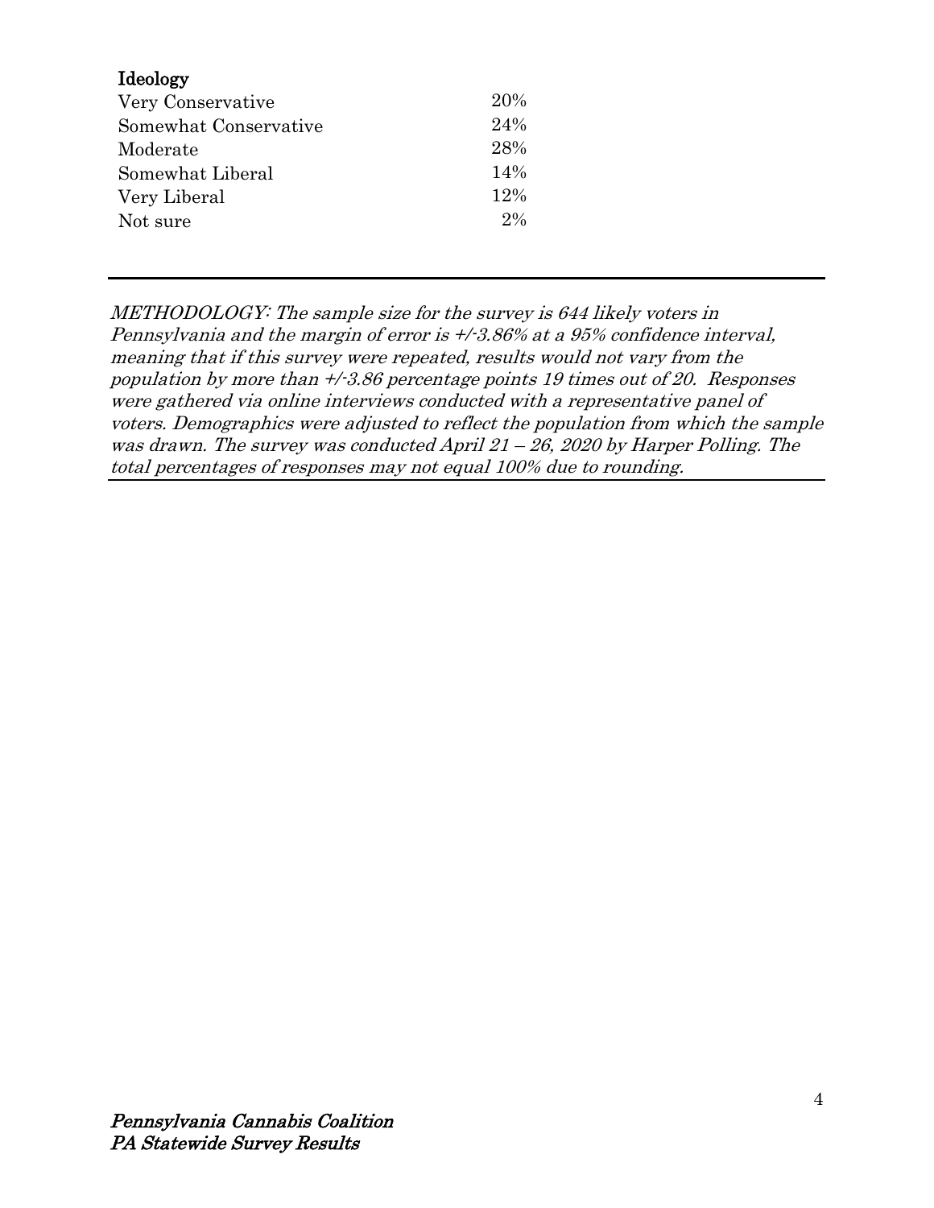**Ideology**

| | |
|---|---|
| Very Conservative | 20% |
| Somewhat Conservative | 24% |
| Moderate | 28% |
| Somewhat Liberal | 14% |
| Very Liberal | 12% |
| Not sure | 2% |

---

*METHODOLOGY: The sample size for the survey is 644 likely voters in Pennsylvania and the margin of error is +/-3.86% at a 95% confidence interval, meaning that if this survey were repeated, results would not vary from the population by more than +/-3.86 percentage points 19 times out of 20. Responses were gathered via online interviews conducted with a representative panel of voters. Demographics were adjusted to reflect the population from which the sample was drawn. The survey was conducted April 21 – 26, 2020 by Harper Polling. The total percentages of responses may not equal 100% due to rounding.*